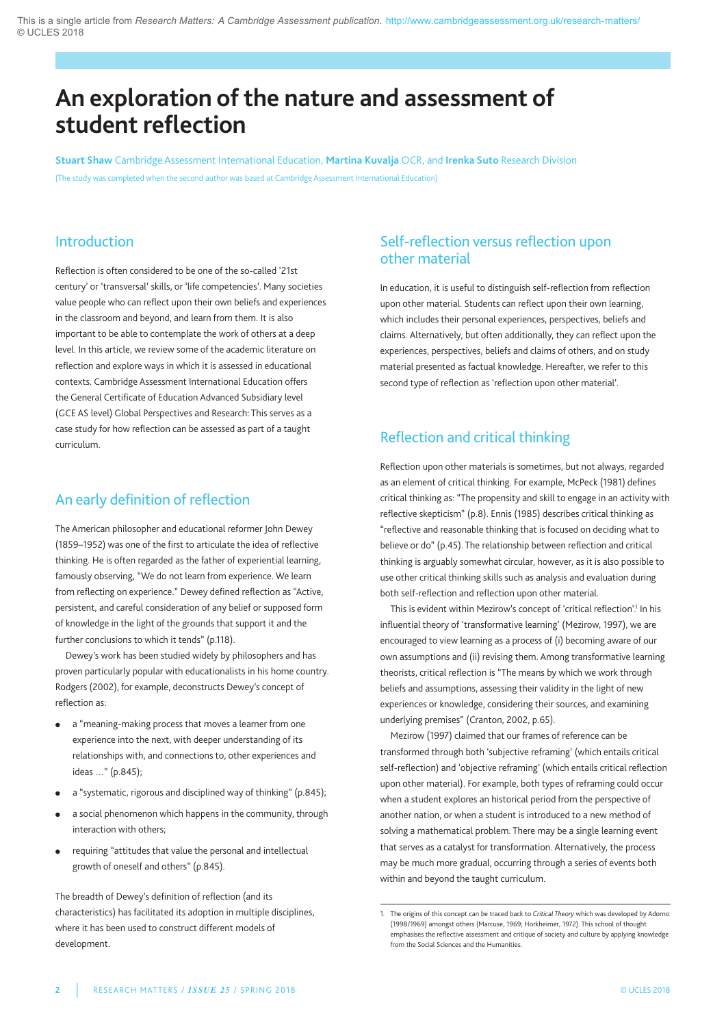This is a single article from *Research Matters: A Cambridge Assessment publication*. http://www.cambridgeassessment.org.uk/research-matters/
© UCLES 2018

# An exploration of the nature and assessment of student reflection

**Stuart Shaw** Cambridge Assessment International Education, **Martina Kuvalja** OCR, and **Irenka Suto** Research Division

(The study was completed when the second author was based at Cambridge Assessment International Education)

## Introduction

Reflection is often considered to be one of the so-called '21st century' or 'transversal' skills, or 'life competencies'. Many societies value people who can reflect upon their own beliefs and experiences in the classroom and beyond, and learn from them. It is also important to be able to contemplate the work of others at a deep level. In this article, we review some of the academic literature on reflection and explore ways in which it is assessed in educational contexts. Cambridge Assessment International Education offers the General Certificate of Education Advanced Subsidiary level (GCE AS level) Global Perspectives and Research: This serves as a case study for how reflection can be assessed as part of a taught curriculum.

## An early definition of reflection

The American philosopher and educational reformer John Dewey (1859–1952) was one of the first to articulate the idea of reflective thinking. He is often regarded as the father of experiential learning, famously observing, "We do not learn from experience. We learn from reflecting on experience." Dewey defined reflection as "Active, persistent, and careful consideration of any belief or supposed form of knowledge in the light of the grounds that support it and the further conclusions to which it tends" (p.118).

Dewey's work has been studied widely by philosophers and has proven particularly popular with educationalists in his home country. Rodgers (2002), for example, deconstructs Dewey's concept of reflection as:

- a "meaning-making process that moves a learner from one experience into the next, with deeper understanding of its relationships with, and connections to, other experiences and ideas …" (p.845);
- a "systematic, rigorous and disciplined way of thinking" (p.845);
- a social phenomenon which happens in the community, through interaction with others;
- requiring "attitudes that value the personal and intellectual growth of oneself and others" (p.845).

The breadth of Dewey's definition of reflection (and its characteristics) has facilitated its adoption in multiple disciplines, where it has been used to construct different models of development.

## Self-reflection versus reflection upon other material

In education, it is useful to distinguish self-reflection from reflection upon other material. Students can reflect upon their own learning, which includes their personal experiences, perspectives, beliefs and claims. Alternatively, but often additionally, they can reflect upon the experiences, perspectives, beliefs and claims of others, and on study material presented as factual knowledge. Hereafter, we refer to this second type of reflection as 'reflection upon other material'.

## Reflection and critical thinking

Reflection upon other materials is sometimes, but not always, regarded as an element of critical thinking. For example, McPeck (1981) defines critical thinking as: "The propensity and skill to engage in an activity with reflective skepticism" (p.8). Ennis (1985) describes critical thinking as "reflective and reasonable thinking that is focused on deciding what to believe or do" (p.45). The relationship between reflection and critical thinking is arguably somewhat circular, however, as it is also possible to use other critical thinking skills such as analysis and evaluation during both self-reflection and reflection upon other material.

This is evident within Mezirow's concept of 'critical reflection'.[1] In his influential theory of 'transformative learning' (Mezirow, 1997), we are encouraged to view learning as a process of (i) becoming aware of our own assumptions and (ii) revising them. Among transformative learning theorists, critical reflection is "The means by which we work through beliefs and assumptions, assessing their validity in the light of new experiences or knowledge, considering their sources, and examining underlying premises" (Cranton, 2002, p.65).

Mezirow (1997) claimed that our frames of reference can be transformed through both 'subjective reframing' (which entails critical self-reflection) and 'objective reframing' (which entails critical reflection upon other material). For example, both types of reframing could occur when a student explores an historical period from the perspective of another nation, or when a student is introduced to a new method of solving a mathematical problem. There may be a single learning event that serves as a catalyst for transformation. Alternatively, the process may be much more gradual, occurring through a series of events both within and beyond the taught curriculum.

1. The origins of this concept can be traced back to *Critical Theory* which was developed by Adorno (1998/1969) amongst others (Marcuse, 1969; Horkheimer, 1972). This school of thought emphasises the reflective assessment and critique of society and culture by applying knowledge from the Social Sciences and the Humanities.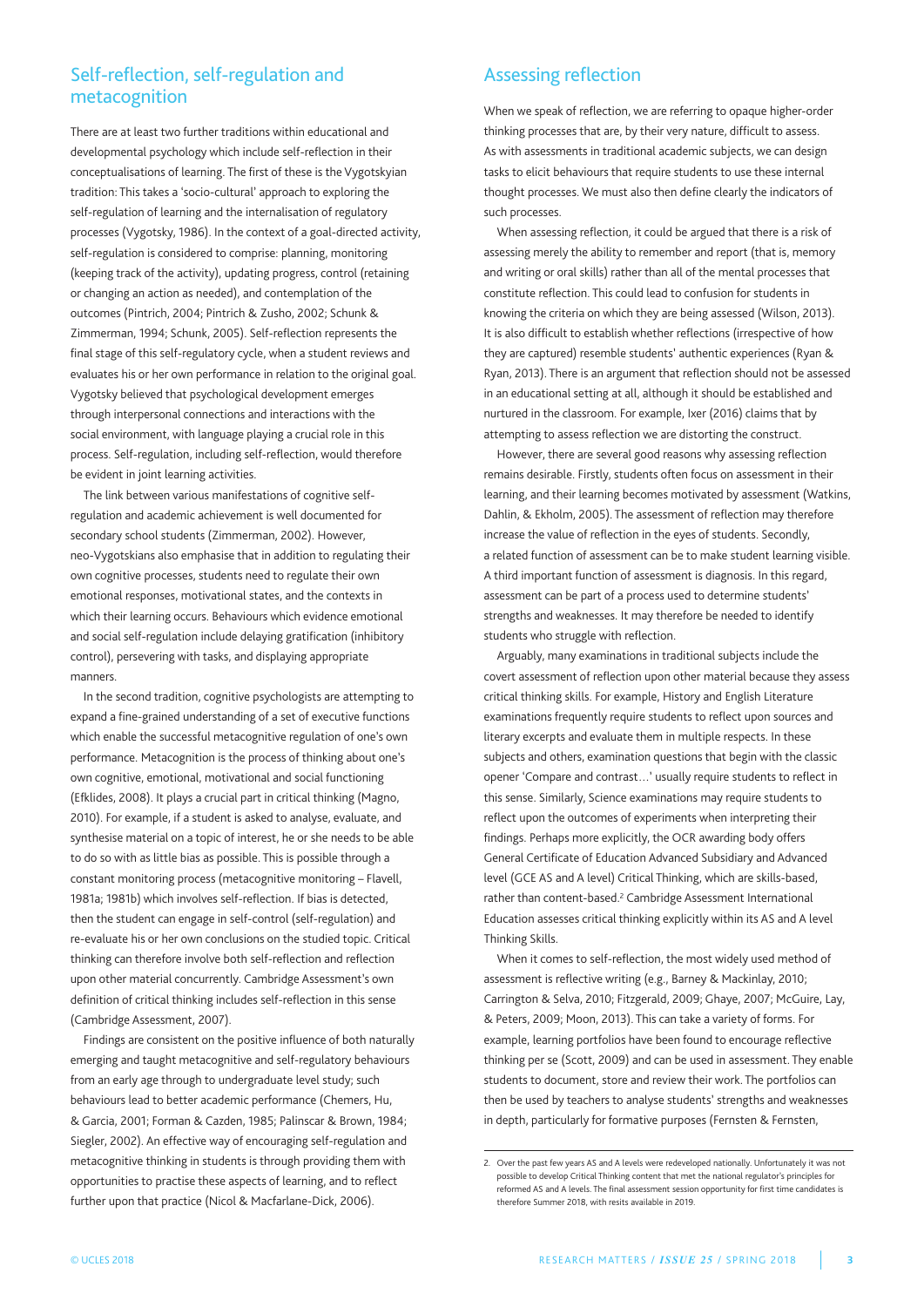## Self-reflection, self-regulation and metacognition

There are at least two further traditions within educational and developmental psychology which include self-reflection in their conceptualisations of learning. The first of these is the Vygotskyian tradition: This takes a 'socio-cultural' approach to exploring the self-regulation of learning and the internalisation of regulatory processes (Vygotsky, 1986). In the context of a goal-directed activity, self-regulation is considered to comprise: planning, monitoring (keeping track of the activity), updating progress, control (retaining or changing an action as needed), and contemplation of the outcomes (Pintrich, 2004; Pintrich & Zusho, 2002; Schunk & Zimmerman, 1994; Schunk, 2005). Self-reflection represents the final stage of this self-regulatory cycle, when a student reviews and evaluates his or her own performance in relation to the original goal. Vygotsky believed that psychological development emerges through interpersonal connections and interactions with the social environment, with language playing a crucial role in this process. Self-regulation, including self-reflection, would therefore be evident in joint learning activities.

The link between various manifestations of cognitive self-regulation and academic achievement is well documented for secondary school students (Zimmerman, 2002). However, neo-Vygotskians also emphasise that in addition to regulating their own cognitive processes, students need to regulate their own emotional responses, motivational states, and the contexts in which their learning occurs. Behaviours which evidence emotional and social self-regulation include delaying gratification (inhibitory control), persevering with tasks, and displaying appropriate manners.

In the second tradition, cognitive psychologists are attempting to expand a fine-grained understanding of a set of executive functions which enable the successful metacognitive regulation of one's own performance. Metacognition is the process of thinking about one's own cognitive, emotional, motivational and social functioning (Efklides, 2008). It plays a crucial part in critical thinking (Magno, 2010). For example, if a student is asked to analyse, evaluate, and synthesise material on a topic of interest, he or she needs to be able to do so with as little bias as possible. This is possible through a constant monitoring process (metacognitive monitoring – Flavell, 1981a; 1981b) which involves self-reflection. If bias is detected, then the student can engage in self-control (self-regulation) and re-evaluate his or her own conclusions on the studied topic. Critical thinking can therefore involve both self-reflection and reflection upon other material concurrently. Cambridge Assessment's own definition of critical thinking includes self-reflection in this sense (Cambridge Assessment, 2007).

Findings are consistent on the positive influence of both naturally emerging and taught metacognitive and self-regulatory behaviours from an early age through to undergraduate level study; such behaviours lead to better academic performance (Chemers, Hu, & Garcia, 2001; Forman & Cazden, 1985; Palinscar & Brown, 1984; Siegler, 2002). An effective way of encouraging self-regulation and metacognitive thinking in students is through providing them with opportunities to practise these aspects of learning, and to reflect further upon that practice (Nicol & Macfarlane-Dick, 2006).

## Assessing reflection

When we speak of reflection, we are referring to opaque higher-order thinking processes that are, by their very nature, difficult to assess. As with assessments in traditional academic subjects, we can design tasks to elicit behaviours that require students to use these internal thought processes. We must also then define clearly the indicators of such processes.

When assessing reflection, it could be argued that there is a risk of assessing merely the ability to remember and report (that is, memory and writing or oral skills) rather than all of the mental processes that constitute reflection. This could lead to confusion for students in knowing the criteria on which they are being assessed (Wilson, 2013). It is also difficult to establish whether reflections (irrespective of how they are captured) resemble students' authentic experiences (Ryan & Ryan, 2013). There is an argument that reflection should not be assessed in an educational setting at all, although it should be established and nurtured in the classroom. For example, Ixer (2016) claims that by attempting to assess reflection we are distorting the construct.

However, there are several good reasons why assessing reflection remains desirable. Firstly, students often focus on assessment in their learning, and their learning becomes motivated by assessment (Watkins, Dahlin, & Ekholm, 2005). The assessment of reflection may therefore increase the value of reflection in the eyes of students. Secondly, a related function of assessment can be to make student learning visible. A third important function of assessment is diagnosis. In this regard, assessment can be part of a process used to determine students' strengths and weaknesses. It may therefore be needed to identify students who struggle with reflection.

Arguably, many examinations in traditional subjects include the covert assessment of reflection upon other material because they assess critical thinking skills. For example, History and English Literature examinations frequently require students to reflect upon sources and literary excerpts and evaluate them in multiple respects. In these subjects and others, examination questions that begin with the classic opener 'Compare and contrast…' usually require students to reflect in this sense. Similarly, Science examinations may require students to reflect upon the outcomes of experiments when interpreting their findings. Perhaps more explicitly, the OCR awarding body offers General Certificate of Education Advanced Subsidiary and Advanced level (GCE AS and A level) Critical Thinking, which are skills-based, rather than content-based.[2] Cambridge Assessment International Education assesses critical thinking explicitly within its AS and A level Thinking Skills.

When it comes to self-reflection, the most widely used method of assessment is reflective writing (e.g., Barney & Mackinlay, 2010; Carrington & Selva, 2010; Fitzgerald, 2009; Ghaye, 2007; McGuire, Lay, & Peters, 2009; Moon, 2013). This can take a variety of forms. For example, learning portfolios have been found to encourage reflective thinking per se (Scott, 2009) and can be used in assessment. They enable students to document, store and review their work. The portfolios can then be used by teachers to analyse students' strengths and weaknesses in depth, particularly for formative purposes (Fernsten & Fernsten,

2. Over the past few years AS and A levels were redeveloped nationally. Unfortunately it was not possible to develop Critical Thinking content that met the national regulator's principles for reformed AS and A levels. The final assessment session opportunity for first time candidates is therefore Summer 2018, with resits available in 2019.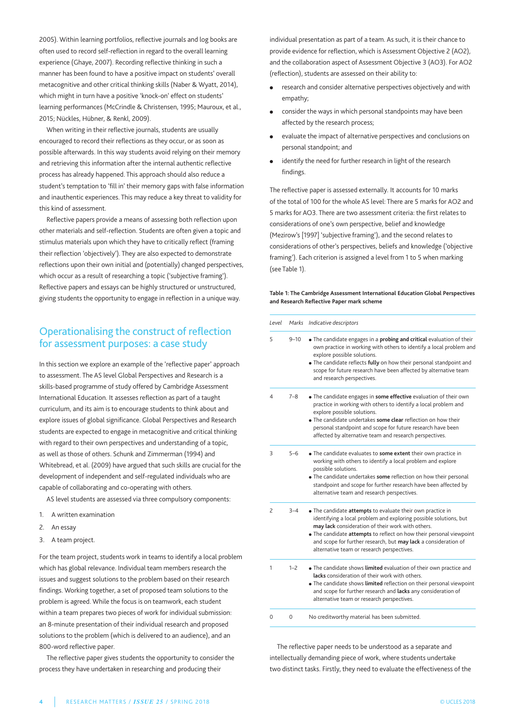2005). Within learning portfolios, reflective journals and log books are often used to record self-reflection in regard to the overall learning experience (Ghaye, 2007). Recording reflective thinking in such a manner has been found to have a positive impact on students' overall metacognitive and other critical thinking skills (Naber & Wyatt, 2014), which might in turn have a positive 'knock-on' effect on students' learning performances (McCrindle & Christensen, 1995; Mauroux, et al., 2015; Nückles, Hübner, & Renkl, 2009).

When writing in their reflective journals, students are usually encouraged to record their reflections as they occur, or as soon as possible afterwards. In this way students avoid relying on their memory and retrieving this information after the internal authentic reflective process has already happened. This approach should also reduce a student's temptation to 'fill in' their memory gaps with false information and inauthentic experiences. This may reduce a key threat to validity for this kind of assessment.

Reflective papers provide a means of assessing both reflection upon other materials and self-reflection. Students are often given a topic and stimulus materials upon which they have to critically reflect (framing their reflection 'objectively'). They are also expected to demonstrate reflections upon their own initial and (potentially) changed perspectives, which occur as a result of researching a topic ('subjective framing'). Reflective papers and essays can be highly structured or unstructured, giving students the opportunity to engage in reflection in a unique way.

## Operationalising the construct of reflection for assessment purposes: a case study

In this section we explore an example of the 'reflective paper' approach to assessment. The AS level Global Perspectives and Research is a skills-based programme of study offered by Cambridge Assessment International Education. It assesses reflection as part of a taught curriculum, and its aim is to encourage students to think about and explore issues of global significance. Global Perspectives and Research students are expected to engage in metacognitive and critical thinking with regard to their own perspectives and understanding of a topic, as well as those of others. Schunk and Zimmerman (1994) and Whitebread, et al. (2009) have argued that such skills are crucial for the development of independent and self-regulated individuals who are capable of collaborating and co-operating with others.

AS level students are assessed via three compulsory components:

1. A written examination
2. An essay
3. A team project.

For the team project, students work in teams to identify a local problem which has global relevance. Individual team members research the issues and suggest solutions to the problem based on their research findings. Working together, a set of proposed team solutions to the problem is agreed. While the focus is on teamwork, each student within a team prepares two pieces of work for individual submission: an 8-minute presentation of their individual research and proposed solutions to the problem (which is delivered to an audience), and an 800-word reflective paper.

The reflective paper gives students the opportunity to consider the process they have undertaken in researching and producing their individual presentation as part of a team. As such, it is their chance to provide evidence for reflection, which is Assessment Objective 2 (AO2), and the collaboration aspect of Assessment Objective 3 (AO3). For AO2 (reflection), students are assessed on their ability to:

- research and consider alternative perspectives objectively and with empathy;
- consider the ways in which personal standpoints may have been affected by the research process;
- evaluate the impact of alternative perspectives and conclusions on personal standpoint; and
- identify the need for further research in light of the research findings.

The reflective paper is assessed externally. It accounts for 10 marks of the total of 100 for the whole AS level: There are 5 marks for AO2 and 5 marks for AO3. There are two assessment criteria: the first relates to considerations of one's own perspective, belief and knowledge (Mezirow's [1997] 'subjective framing'), and the second relates to considerations of other's perspectives, beliefs and knowledge ('objective framing'). Each criterion is assigned a level from 1 to 5 when marking (see Table 1).

**Table 1: The Cambridge Assessment International Education Global Perspectives and Research Reflective Paper mark scheme**

| *Level* | *Marks* | *Indicative descriptors* |
|---|---|---|
| 5 | 9–10 | • The candidate engages in a **probing and critical** evaluation of their own practice in working with others to identify a local problem and explore possible solutions. • The candidate reflects **fully** on how their personal standpoint and scope for future research have been affected by alternative team and research perspectives. |
| 4 | 7–8 | • The candidate engages in **some effective** evaluation of their own practice in working with others to identify a local problem and explore possible solutions. • The candidate undertakes **some clear** reflection on how their personal standpoint and scope for future research have been affected by alternative team and research perspectives. |
| 3 | 5–6 | • The candidate evaluates to **some extent** their own practice in working with others to identify a local problem and explore possible solutions. • The candidate undertakes **some** reflection on how their personal standpoint and scope for further research have been affected by alternative team and research perspectives. |
| 2 | 3–4 | • The candidate **attempts** to evaluate their own practice in identifying a local problem and exploring possible solutions, but **may lack** consideration of their work with others. • The candidate **attempts** to reflect on how their personal viewpoint and scope for further research, but **may lack** a consideration of alternative team or research perspectives. |
| 1 | 1–2 | • The candidate shows **limited** evaluation of their own practice and **lacks** consideration of their work with others. • The candidate shows **limited** reflection on their personal viewpoint and scope for further research and **lacks** any consideration of alternative team or research perspectives. |
| 0 | 0 | No creditworthy material has been submitted. |

The reflective paper needs to be understood as a separate and intellectually demanding piece of work, where students undertake two distinct tasks. Firstly, they need to evaluate the effectiveness of the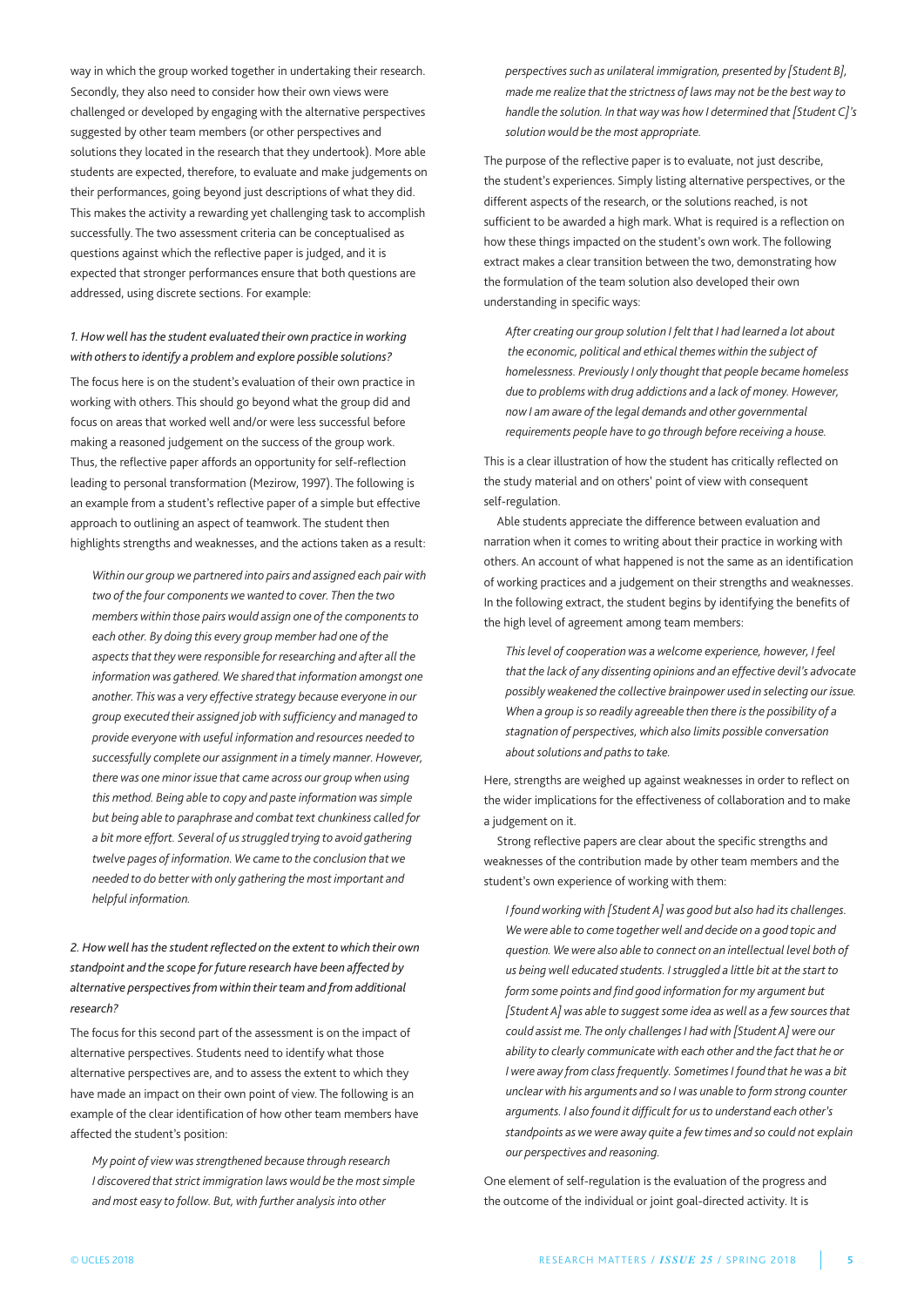way in which the group worked together in undertaking their research. Secondly, they also need to consider how their own views were challenged or developed by engaging with the alternative perspectives suggested by other team members (or other perspectives and solutions they located in the research that they undertook). More able students are expected, therefore, to evaluate and make judgements on their performances, going beyond just descriptions of what they did. This makes the activity a rewarding yet challenging task to accomplish successfully. The two assessment criteria can be conceptualised as questions against which the reflective paper is judged, and it is expected that stronger performances ensure that both questions are addressed, using discrete sections. For example:

*1. How well has the student evaluated their own practice in working with others to identify a problem and explore possible solutions?*

The focus here is on the student's evaluation of their own practice in working with others. This should go beyond what the group did and focus on areas that worked well and/or were less successful before making a reasoned judgement on the success of the group work. Thus, the reflective paper affords an opportunity for self-reflection leading to personal transformation (Mezirow, 1997). The following is an example from a student's reflective paper of a simple but effective approach to outlining an aspect of teamwork. The student then highlights strengths and weaknesses, and the actions taken as a result:

> *Within our group we partnered into pairs and assigned each pair with two of the four components we wanted to cover. Then the two members within those pairs would assign one of the components to each other. By doing this every group member had one of the aspects that they were responsible for researching and after all the information was gathered. We shared that information amongst one another. This was a very effective strategy because everyone in our group executed their assigned job with sufficiency and managed to provide everyone with useful information and resources needed to successfully complete our assignment in a timely manner. However, there was one minor issue that came across our group when using this method. Being able to copy and paste information was simple but being able to paraphrase and combat text chunkiness called for a bit more effort. Several of us struggled trying to avoid gathering twelve pages of information. We came to the conclusion that we needed to do better with only gathering the most important and helpful information.*

*2. How well has the student reflected on the extent to which their own standpoint and the scope for future research have been affected by alternative perspectives from within their team and from additional research?*

The focus for this second part of the assessment is on the impact of alternative perspectives. Students need to identify what those alternative perspectives are, and to assess the extent to which they have made an impact on their own point of view. The following is an example of the clear identification of how other team members have affected the student's position:

> *My point of view was strengthened because through research I discovered that strict immigration laws would be the most simple and most easy to follow. But, with further analysis into other perspectives such as unilateral immigration, presented by [Student B], made me realize that the strictness of laws may not be the best way to handle the solution. In that way was how I determined that [Student C]'s solution would be the most appropriate.*

The purpose of the reflective paper is to evaluate, not just describe, the student's experiences. Simply listing alternative perspectives, or the different aspects of the research, or the solutions reached, is not sufficient to be awarded a high mark. What is required is a reflection on how these things impacted on the student's own work. The following extract makes a clear transition between the two, demonstrating how the formulation of the team solution also developed their own understanding in specific ways:

> *After creating our group solution I felt that I had learned a lot about the economic, political and ethical themes within the subject of homelessness. Previously I only thought that people became homeless due to problems with drug addictions and a lack of money. However, now I am aware of the legal demands and other governmental requirements people have to go through before receiving a house.*

This is a clear illustration of how the student has critically reflected on the study material and on others' point of view with consequent self-regulation.

Able students appreciate the difference between evaluation and narration when it comes to writing about their practice in working with others. An account of what happened is not the same as an identification of working practices and a judgement on their strengths and weaknesses. In the following extract, the student begins by identifying the benefits of the high level of agreement among team members:

> *This level of cooperation was a welcome experience, however, I feel that the lack of any dissenting opinions and an effective devil's advocate possibly weakened the collective brainpower used in selecting our issue. When a group is so readily agreeable then there is the possibility of a stagnation of perspectives, which also limits possible conversation about solutions and paths to take.*

Here, strengths are weighed up against weaknesses in order to reflect on the wider implications for the effectiveness of collaboration and to make a judgement on it.

Strong reflective papers are clear about the specific strengths and weaknesses of the contribution made by other team members and the student's own experience of working with them:

> *I found working with [Student A] was good but also had its challenges. We were able to come together well and decide on a good topic and question. We were also able to connect on an intellectual level both of us being well educated students. I struggled a little bit at the start to form some points and find good information for my argument but [Student A] was able to suggest some idea as well as a few sources that could assist me. The only challenges I had with [Student A] were our ability to clearly communicate with each other and the fact that he or I were away from class frequently. Sometimes I found that he was a bit unclear with his arguments and so I was unable to form strong counter arguments. I also found it difficult for us to understand each other's standpoints as we were away quite a few times and so could not explain our perspectives and reasoning.*

One element of self-regulation is the evaluation of the progress and the outcome of the individual or joint goal-directed activity. It is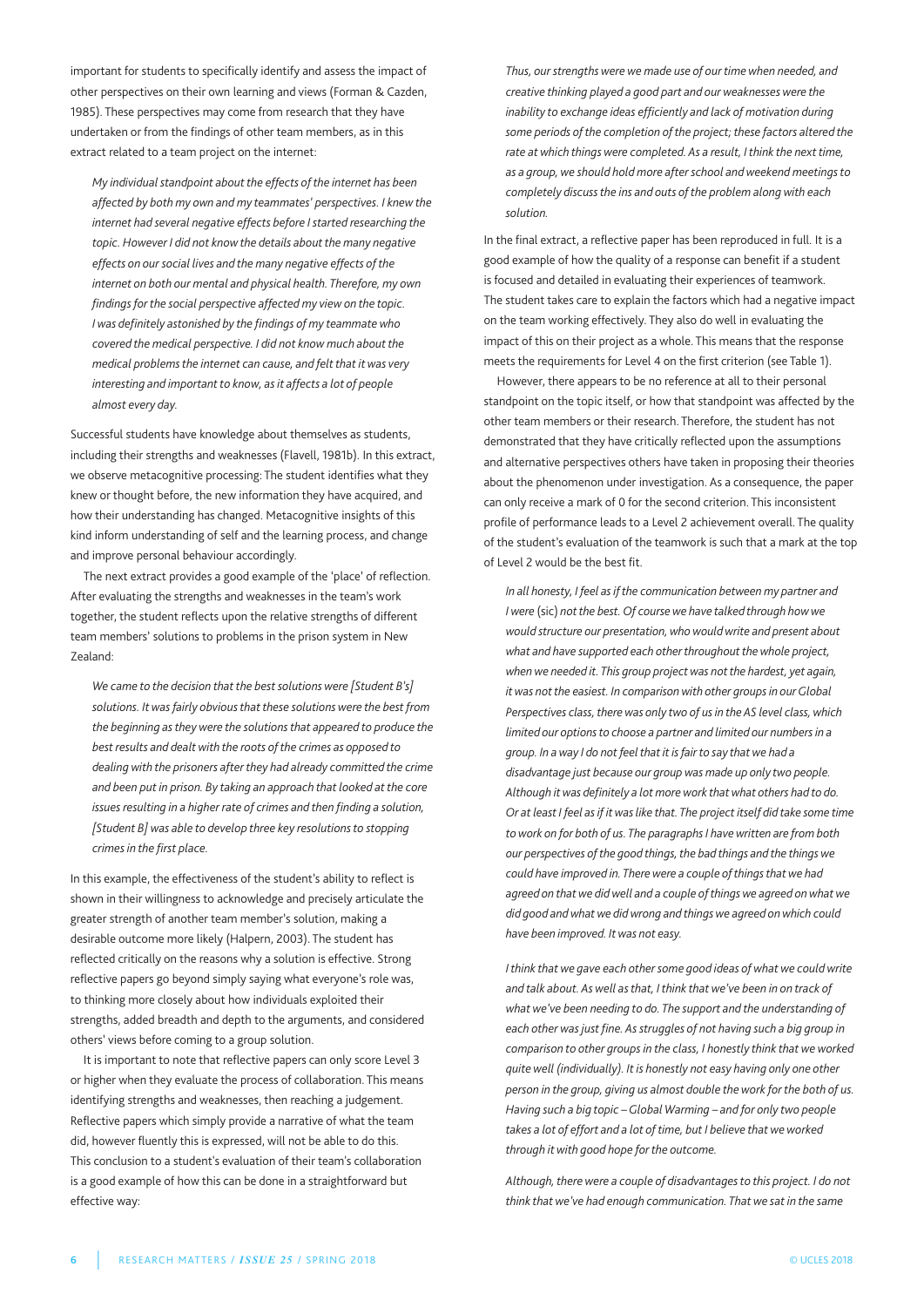important for students to specifically identify and assess the impact of other perspectives on their own learning and views (Forman & Cazden, 1985). These perspectives may come from research that they have undertaken or from the findings of other team members, as in this extract related to a team project on the internet:

> *My individual standpoint about the effects of the internet has been affected by both my own and my teammates' perspectives. I knew the internet had several negative effects before I started researching the topic. However I did not know the details about the many negative effects on our social lives and the many negative effects of the internet on both our mental and physical health. Therefore, my own findings for the social perspective affected my view on the topic. I was definitely astonished by the findings of my teammate who covered the medical perspective. I did not know much about the medical problems the internet can cause, and felt that it was very interesting and important to know, as it affects a lot of people almost every day.*

Successful students have knowledge about themselves as students, including their strengths and weaknesses (Flavell, 1981b). In this extract, we observe metacognitive processing: The student identifies what they knew or thought before, the new information they have acquired, and how their understanding has changed. Metacognitive insights of this kind inform understanding of self and the learning process, and change and improve personal behaviour accordingly.

The next extract provides a good example of the 'place' of reflection. After evaluating the strengths and weaknesses in the team's work together, the student reflects upon the relative strengths of different team members' solutions to problems in the prison system in New Zealand:

> *We came to the decision that the best solutions were [Student B's] solutions. It was fairly obvious that these solutions were the best from the beginning as they were the solutions that appeared to produce the best results and dealt with the roots of the crimes as opposed to dealing with the prisoners after they had already committed the crime and been put in prison. By taking an approach that looked at the core issues resulting in a higher rate of crimes and then finding a solution, [Student B] was able to develop three key resolutions to stopping crimes in the first place.*

In this example, the effectiveness of the student's ability to reflect is shown in their willingness to acknowledge and precisely articulate the greater strength of another team member's solution, making a desirable outcome more likely (Halpern, 2003). The student has reflected critically on the reasons why a solution is effective. Strong reflective papers go beyond simply saying what everyone's role was, to thinking more closely about how individuals exploited their strengths, added breadth and depth to the arguments, and considered others' views before coming to a group solution.

It is important to note that reflective papers can only score Level 3 or higher when they evaluate the process of collaboration. This means identifying strengths and weaknesses, then reaching a judgement. Reflective papers which simply provide a narrative of what the team did, however fluently this is expressed, will not be able to do this. This conclusion to a student's evaluation of their team's collaboration is a good example of how this can be done in a straightforward but effective way:

> *Thus, our strengths were we made use of our time when needed, and creative thinking played a good part and our weaknesses were the inability to exchange ideas efficiently and lack of motivation during some periods of the completion of the project; these factors altered the rate at which things were completed. As a result, I think the next time, as a group, we should hold more after school and weekend meetings to completely discuss the ins and outs of the problem along with each solution.*

In the final extract, a reflective paper has been reproduced in full. It is a good example of how the quality of a response can benefit if a student is focused and detailed in evaluating their experiences of teamwork. The student takes care to explain the factors which had a negative impact on the team working effectively. They also do well in evaluating the impact of this on their project as a whole. This means that the response meets the requirements for Level 4 on the first criterion (see Table 1).

However, there appears to be no reference at all to their personal standpoint on the topic itself, or how that standpoint was affected by the other team members or their research. Therefore, the student has not demonstrated that they have critically reflected upon the assumptions and alternative perspectives others have taken in proposing their theories about the phenomenon under investigation. As a consequence, the paper can only receive a mark of 0 for the second criterion. This inconsistent profile of performance leads to a Level 2 achievement overall. The quality of the student's evaluation of the teamwork is such that a mark at the top of Level 2 would be the best fit.

> *In all honesty, I feel as if the communication between my partner and I were* (sic) *not the best. Of course we have talked through how we would structure our presentation, who would write and present about what and have supported each other throughout the whole project, when we needed it. This group project was not the hardest, yet again, it was not the easiest. In comparison with other groups in our Global Perspectives class, there was only two of us in the AS level class, which limited our options to choose a partner and limited our numbers in a group. In a way I do not feel that it is fair to say that we had a disadvantage just because our group was made up only two people. Although it was definitely a lot more work that what others had to do. Or at least I feel as if it was like that. The project itself did take some time to work on for both of us. The paragraphs I have written are from both our perspectives of the good things, the bad things and the things we could have improved in. There were a couple of things that we had agreed on that we did well and a couple of things we agreed on what we did good and what we did wrong and things we agreed on which could have been improved. It was not easy.*
>
> *I think that we gave each other some good ideas of what we could write and talk about. As well as that, I think that we've been in on track of what we've been needing to do. The support and the understanding of each other was just fine. As struggles of not having such a big group in comparison to other groups in the class, I honestly think that we worked quite well (individually). It is honestly not easy having only one other person in the group, giving us almost double the work for the both of us. Having such a big topic – Global Warming – and for only two people takes a lot of effort and a lot of time, but I believe that we worked through it with good hope for the outcome.*
>
> *Although, there were a couple of disadvantages to this project. I do not think that we've had enough communication. That we sat in the same*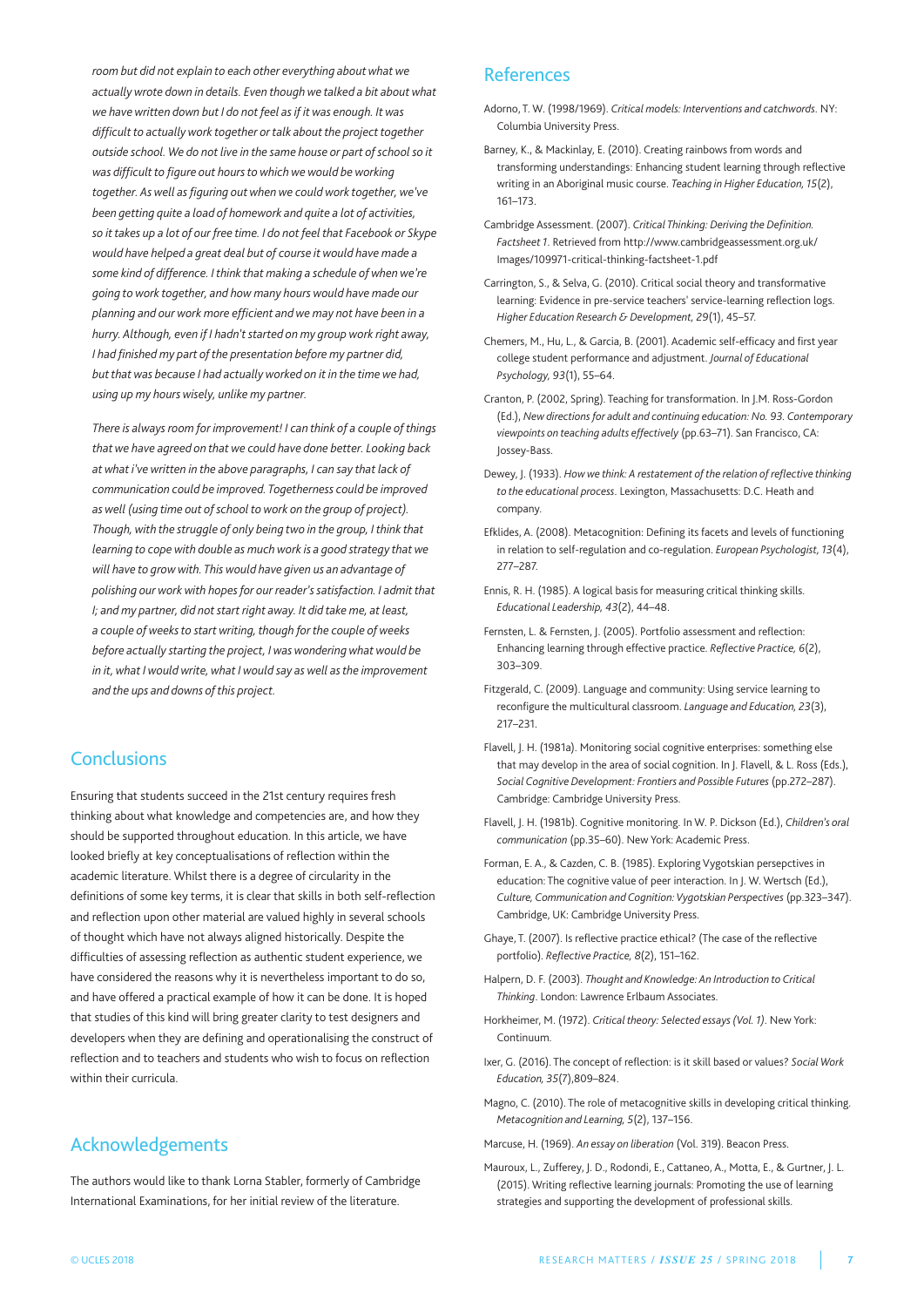*room but did not explain to each other everything about what we actually wrote down in details. Even though we talked a bit about what we have written down but I do not feel as if it was enough. It was difficult to actually work together or talk about the project together outside school. We do not live in the same house or part of school so it was difficult to figure out hours to which we would be working together. As well as figuring out when we could work together, we've been getting quite a load of homework and quite a lot of activities, so it takes up a lot of our free time. I do not feel that Facebook or Skype would have helped a great deal but of course it would have made a some kind of difference. I think that making a schedule of when we're going to work together, and how many hours would have made our planning and our work more efficient and we may not have been in a hurry. Although, even if I hadn't started on my group work right away, I had finished my part of the presentation before my partner did, but that was because I had actually worked on it in the time we had, using up my hours wisely, unlike my partner.*

*There is always room for improvement! I can think of a couple of things that we have agreed on that we could have done better. Looking back at what i've written in the above paragraphs, I can say that lack of communication could be improved. Togetherness could be improved as well (using time out of school to work on the group of project). Though, with the struggle of only being two in the group, I think that learning to cope with double as much work is a good strategy that we will have to grow with. This would have given us an advantage of polishing our work with hopes for our reader's satisfaction. I admit that I; and my partner, did not start right away. It did take me, at least, a couple of weeks to start writing, though for the couple of weeks before actually starting the project, I was wondering what would be in it, what I would write, what I would say as well as the improvement and the ups and downs of this project.*

## Conclusions

Ensuring that students succeed in the 21st century requires fresh thinking about what knowledge and competencies are, and how they should be supported throughout education. In this article, we have looked briefly at key conceptualisations of reflection within the academic literature. Whilst there is a degree of circularity in the definitions of some key terms, it is clear that skills in both self-reflection and reflection upon other material are valued highly in several schools of thought which have not always aligned historically. Despite the difficulties of assessing reflection as authentic student experience, we have considered the reasons why it is nevertheless important to do so, and have offered a practical example of how it can be done. It is hoped that studies of this kind will bring greater clarity to test designers and developers when they are defining and operationalising the construct of reflection and to teachers and students who wish to focus on reflection within their curricula.

## Acknowledgements

The authors would like to thank Lorna Stabler, formerly of Cambridge International Examinations, for her initial review of the literature.

## References

Adorno, T. W. (1998/1969). *Critical models: Interventions and catchwords*. NY: Columbia University Press.

Barney, K., & Mackinlay, E. (2010). Creating rainbows from words and transforming understandings: Enhancing student learning through reflective writing in an Aboriginal music course. *Teaching in Higher Education, 15*(2), 161–173.

Cambridge Assessment. (2007). *Critical Thinking: Deriving the Definition. Factsheet 1*. Retrieved from http://www.cambridgeassessment.org.uk/Images/109971-critical-thinking-factsheet-1.pdf

Carrington, S., & Selva, G. (2010). Critical social theory and transformative learning: Evidence in pre-service teachers' service-learning reflection logs. *Higher Education Research & Development, 29*(1), 45–57.

Chemers, M., Hu, L., & Garcia, B. (2001). Academic self-efficacy and first year college student performance and adjustment. *Journal of Educational Psychology, 93*(1), 55–64.

Cranton, P. (2002, Spring). Teaching for transformation. In J.M. Ross-Gordon (Ed.), *New directions for adult and continuing education: No. 93. Contemporary viewpoints on teaching adults effectively* (pp.63–71). San Francisco, CA: Jossey-Bass.

Dewey, J. (1933). *How we think: A restatement of the relation of reflective thinking to the educational process*. Lexington, Massachusetts: D.C. Heath and company.

Efklides, A. (2008). Metacognition: Defining its facets and levels of functioning in relation to self-regulation and co-regulation. *European Psychologist, 13*(4), 277–287.

Ennis, R. H. (1985). A logical basis for measuring critical thinking skills. *Educational Leadership, 43*(2), 44–48.

Fernsten, L. & Fernsten, J. (2005). Portfolio assessment and reflection: Enhancing learning through effective practice. *Reflective Practice, 6*(2), 303–309.

Fitzgerald, C. (2009). Language and community: Using service learning to reconfigure the multicultural classroom. *Language and Education, 23*(3), 217–231.

Flavell, J. H. (1981a). Monitoring social cognitive enterprises: something else that may develop in the area of social cognition. In J. Flavell, & L. Ross (Eds.), *Social Cognitive Development: Frontiers and Possible Futures* (pp.272–287). Cambridge: Cambridge University Press.

Flavell, J. H. (1981b). Cognitive monitoring. In W. P. Dickson (Ed.), *Children's oral communication* (pp.35–60). New York: Academic Press.

Forman, E. A., & Cazden, C. B. (1985). Exploring Vygotskian persepctives in education: The cognitive value of peer interaction. In J. W. Wertsch (Ed.), *Culture, Communication and Cognition: Vygotskian Perspectives* (pp.323–347). Cambridge, UK: Cambridge University Press.

Ghaye, T. (2007). Is reflective practice ethical? (The case of the reflective portfolio). *Reflective Practice, 8*(2), 151–162.

Halpern, D. F. (2003). *Thought and Knowledge: An Introduction to Critical Thinking*. London: Lawrence Erlbaum Associates.

Horkheimer, M. (1972). *Critical theory: Selected essays (Vol. 1)*. New York: Continuum.

Ixer, G. (2016). The concept of reflection: is it skill based or values? *Social Work Education, 35*(7),809–824.

Magno, C. (2010). The role of metacognitive skills in developing critical thinking. *Metacognition and Learning, 5*(2), 137–156.

Marcuse, H. (1969). *An essay on liberation* (Vol. 319). Beacon Press.

Mauroux, L., Zufferey, J. D., Rodondi, E., Cattaneo, A., Motta, E., & Gurtner, J. L. (2015). Writing reflective learning journals: Promoting the use of learning strategies and supporting the development of professional skills.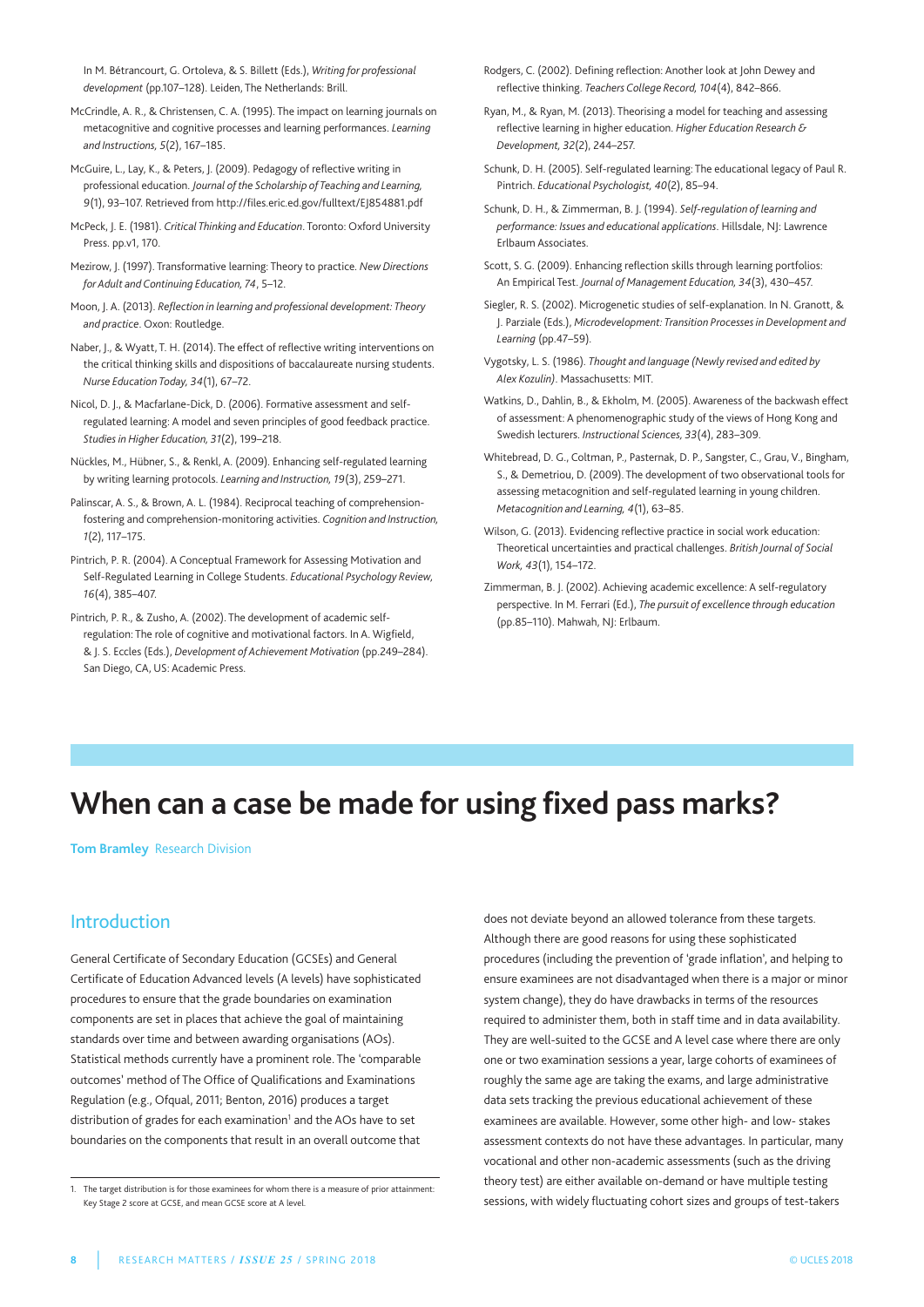In M. Bétrancourt, G. Ortoleva, & S. Billett (Eds.), *Writing for professional development* (pp.107–128). Leiden, The Netherlands: Brill.

McCrindle, A. R., & Christensen, C. A. (1995). The impact on learning journals on metacognitive and cognitive processes and learning performances. *Learning and Instructions, 5*(2), 167–185.

McGuire, L., Lay, K., & Peters, J. (2009). Pedagogy of reflective writing in professional education. *Journal of the Scholarship of Teaching and Learning,* 9(1), 93–107. Retrieved from http://files.eric.ed.gov/fulltext/EJ854881.pdf

McPeck, J. E. (1981). *Critical Thinking and Education*. Toronto: Oxford University Press. pp.v1, 170.

Mezirow, J. (1997). Transformative learning: Theory to practice. *New Directions for Adult and Continuing Education, 74*, 5–12.

Moon, J. A. (2013). *Reflection in learning and professional development: Theory and practice*. Oxon: Routledge.

Naber, J., & Wyatt, T. H. (2014). The effect of reflective writing interventions on the critical thinking skills and dispositions of baccalaureate nursing students. *Nurse Education Today, 34*(1), 67–72.

Nicol, D. J., & Macfarlane-Dick, D. (2006). Formative assessment and self-regulated learning: A model and seven principles of good feedback practice. *Studies in Higher Education, 31*(2), 199–218.

Nückles, M., Hübner, S., & Renkl, A. (2009). Enhancing self-regulated learning by writing learning protocols. *Learning and Instruction, 19*(3), 259–271.

Palinscar, A. S., & Brown, A. L. (1984). Reciprocal teaching of comprehension-fostering and comprehension-monitoring activities. *Cognition and Instruction, 1*(2), 117–175.

Pintrich, P. R. (2004). A Conceptual Framework for Assessing Motivation and Self-Regulated Learning in College Students. *Educational Psychology Review, 16*(4), 385–407.

Pintrich, P. R., & Zusho, A. (2002). The development of academic self-regulation: The role of cognitive and motivational factors. In A. Wigfield, & J. S. Eccles (Eds.), *Development of Achievement Motivation* (pp.249–284). San Diego, CA, US: Academic Press.

Rodgers, C. (2002). Defining reflection: Another look at John Dewey and reflective thinking. *Teachers College Record, 104*(4), 842–866.

Ryan, M., & Ryan, M. (2013). Theorising a model for teaching and assessing reflective learning in higher education. *Higher Education Research & Development, 32*(2), 244–257.

Schunk, D. H. (2005). Self-regulated learning: The educational legacy of Paul R. Pintrich. *Educational Psychologist, 40*(2), 85–94.

Schunk, D. H., & Zimmerman, B. J. (1994). *Self-regulation of learning and performance: Issues and educational applications*. Hillsdale, NJ: Lawrence Erlbaum Associates.

Scott, S. G. (2009). Enhancing reflection skills through learning portfolios: An Empirical Test. *Journal of Management Education, 34*(3), 430–457.

Siegler, R. S. (2002). Microgenetic studies of self-explanation. In N. Granott, & J. Parziale (Eds.), *Microdevelopment: Transition Processes in Development and Learning* (pp.47–59).

Vygotsky, L. S. (1986). *Thought and language (Newly revised and edited by Alex Kozulin)*. Massachusetts: MIT.

Watkins, D., Dahlin, B., & Ekholm, M. (2005). Awareness of the backwash effect of assessment: A phenomenographic study of the views of Hong Kong and Swedish lecturers. *Instructional Sciences, 33*(4), 283–309.

Whitebread, D. G., Coltman, P., Pasternak, D. P., Sangster, C., Grau, V., Bingham, S., & Demetriou, D. (2009). The development of two observational tools for assessing metacognition and self-regulated learning in young children. *Metacognition and Learning, 4*(1), 63–85.

Wilson, G. (2013). Evidencing reflective practice in social work education: Theoretical uncertainties and practical challenges. *British Journal of Social Work, 43*(1), 154–172.

Zimmerman, B. J. (2002). Achieving academic excellence: A self-regulatory perspective. In M. Ferrari (Ed.), *The pursuit of excellence through education* (pp.85–110). Mahwah, NJ: Erlbaum.

# When can a case be made for using fixed pass marks?

**Tom Bramley** Research Division

## Introduction

General Certificate of Secondary Education (GCSEs) and General Certificate of Education Advanced levels (A levels) have sophisticated procedures to ensure that the grade boundaries on examination components are set in places that achieve the goal of maintaining standards over time and between awarding organisations (AOs). Statistical methods currently have a prominent role. The 'comparable outcomes' method of The Office of Qualifications and Examinations Regulation (e.g., Ofqual, 2011; Benton, 2016) produces a target distribution of grades for each examination[1] and the AOs have to set boundaries on the components that result in an overall outcome that does not deviate beyond an allowed tolerance from these targets. Although there are good reasons for using these sophisticated procedures (including the prevention of 'grade inflation', and helping to ensure examinees are not disadvantaged when there is a major or minor system change), they do have drawbacks in terms of the resources required to administer them, both in staff time and in data availability. They are well-suited to the GCSE and A level case where there are only one or two examination sessions a year, large cohorts of examinees of roughly the same age are taking the exams, and large administrative data sets tracking the previous educational achievement of these examinees are available. However, some other high- and low- stakes assessment contexts do not have these advantages. In particular, many vocational and other non-academic assessments (such as the driving theory test) are either available on-demand or have multiple testing sessions, with widely fluctuating cohort sizes and groups of test-takers

1. The target distribution is for those examinees for whom there is a measure of prior attainment: Key Stage 2 score at GCSE, and mean GCSE score at A level.